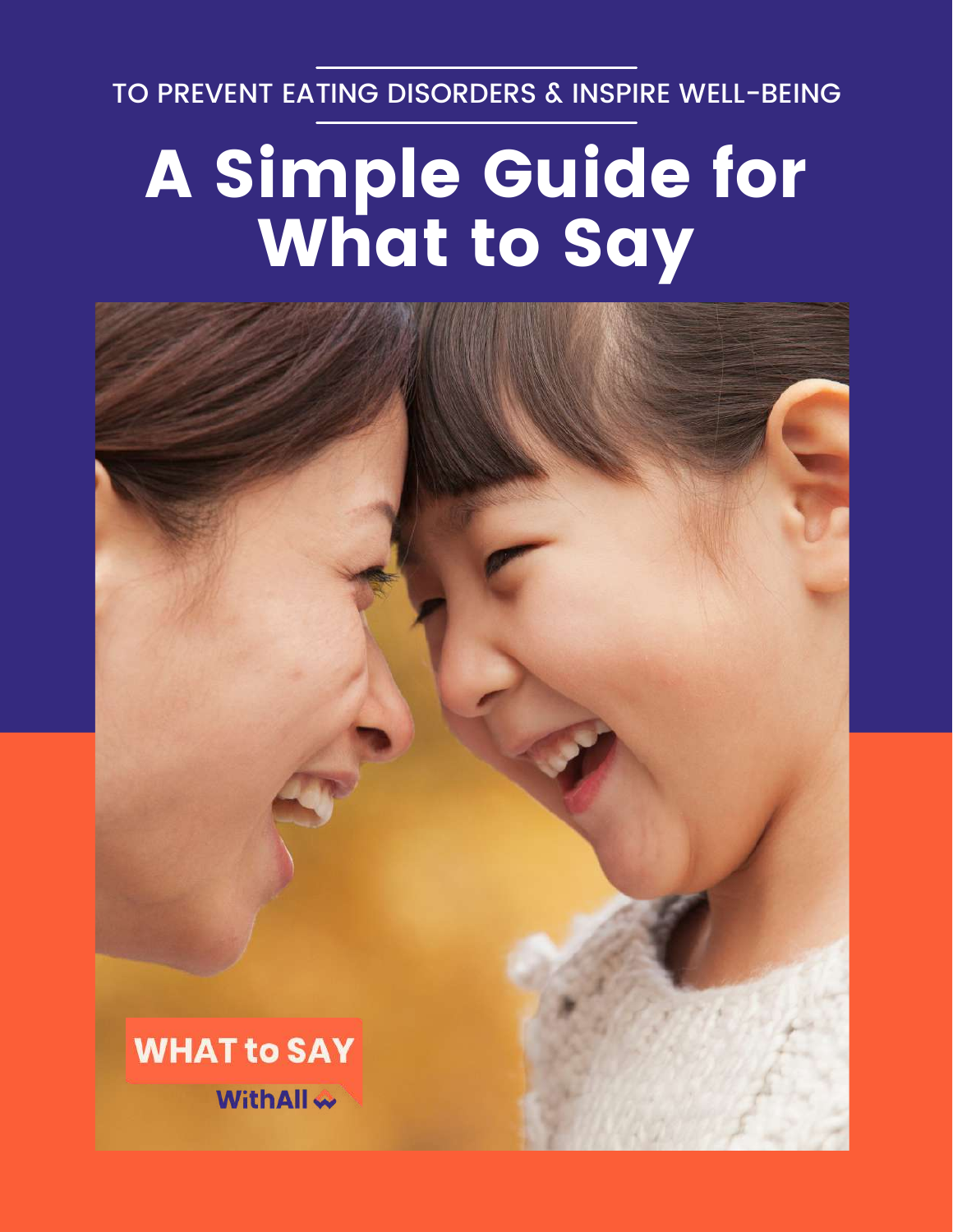TO PREVENT EATING DISORDERS & INSPIRE WELL-BEING

# A Simple Guide for What to Say

WHAT to SAY

WithAll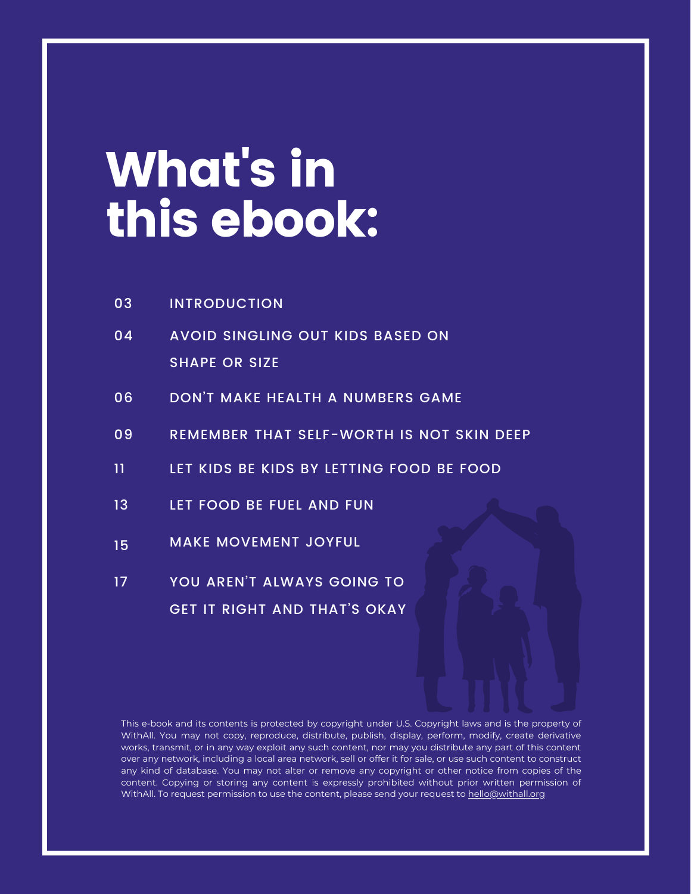# What's in this ebook:

| | |
|---|---|
| 03 | INTRODUCTION |
| 04 | AVOID SINGLING OUT KIDS BASED ON SHAPE OR SIZE |
| 06 | DON'T MAKE HEALTH A NUMBERS GAME |
| 09 | REMEMBER THAT SELF-WORTH IS NOT SKIN DEEP |
| 11 | LET KIDS BE KIDS BY LETTING FOOD BE FOOD |
| 13 | LET FOOD BE FUEL AND FUN |
| 15 | MAKE MOVEMENT JOYFUL |
| 17 | YOU AREN'T ALWAYS GOING TO GET IT RIGHT AND THAT'S OKAY |

This e-book and its contents is protected by copyright under U.S. Copyright laws and is the property of WithAll. You may not copy, reproduce, distribute, publish, display, perform, modify, create derivative works, transmit, or in any way exploit any such content, nor may you distribute any part of this content over any network, including a local area network, sell or offer it for sale, or use such content to construct any kind of database. You may not alter or remove any copyright or other notice from copies of the content. Copying or storing any content is expressly prohibited without prior written permission of WithAll. To request permission to use the content, please send your request to hello@withall.org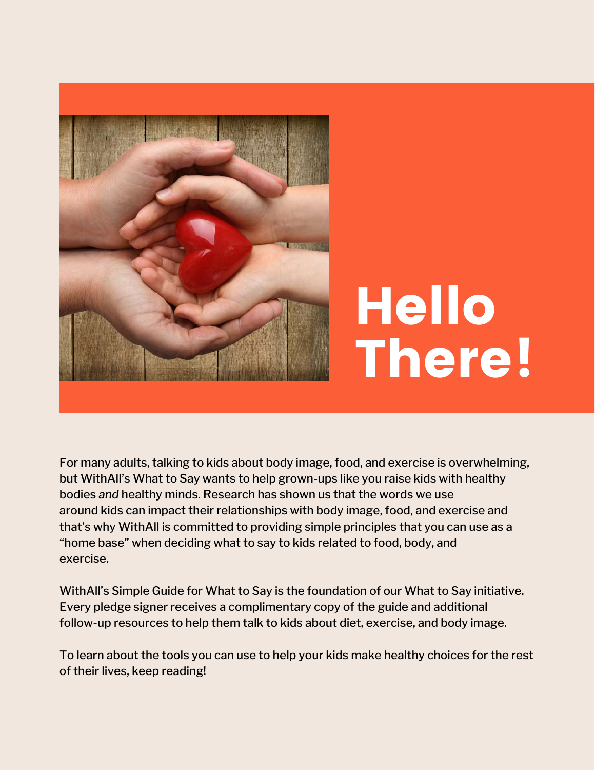# Hello There!

For many adults, talking to kids about body image, food, and exercise is overwhelming, but WithAll's What to Say wants to help grown-ups like you raise kids with healthy bodies *and* healthy minds. Research has shown us that the words we use around kids can impact their relationships with body image, food, and exercise and that's why WithAll is committed to providing simple principles that you can use as a "home base" when deciding what to say to kids related to food, body, and exercise.

WithAll's Simple Guide for What to Say is the foundation of our What to Say initiative. Every pledge signer receives a complimentary copy of the guide and additional follow-up resources to help them talk to kids about diet, exercise, and body image.

To learn about the tools you can use to help your kids make healthy choices for the rest of their lives, keep reading!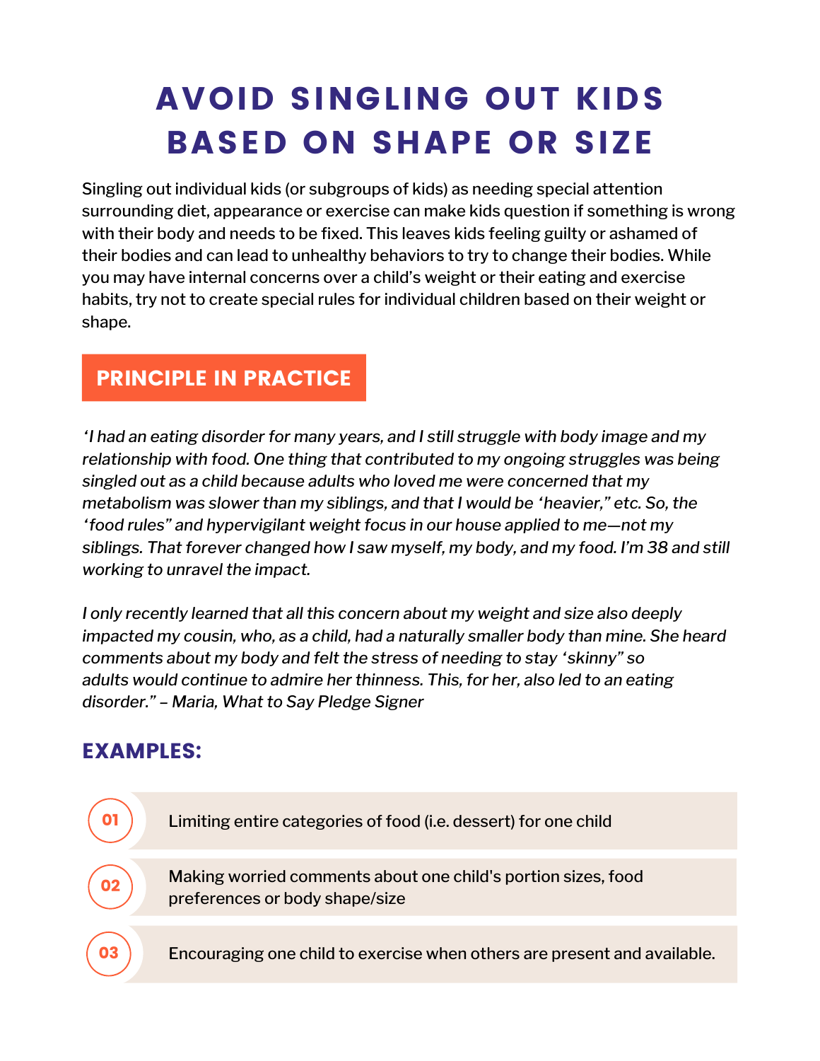# AVOID SINGLING OUT KIDS BASED ON SHAPE OR SIZE

Singling out individual kids (or subgroups of kids) as needing special attention surrounding diet, appearance or exercise can make kids question if something is wrong with their body and needs to be fixed. This leaves kids feeling guilty or ashamed of their bodies and can lead to unhealthy behaviors to try to change their bodies. While you may have internal concerns over a child's weight or their eating and exercise habits, try not to create special rules for individual children based on their weight or shape.

## PRINCIPLE IN PRACTICE

*'I had an eating disorder for many years, and I still struggle with body image and my relationship with food. One thing that contributed to my ongoing struggles was being singled out as a child because adults who loved me were concerned that my metabolism was slower than my siblings, and that I would be 'heavier," etc. So, the 'food rules" and hypervigilant weight focus in our house applied to me—not my siblings. That forever changed how I saw myself, my body, and my food. I'm 38 and still working to unravel the impact.*

*I only recently learned that all this concern about my weight and size also deeply impacted my cousin, who, as a child, had a naturally smaller body than mine. She heard comments about my body and felt the stress of needing to stay 'skinny" so adults would continue to admire her thinness. This, for her, also led to an eating disorder." – Maria, What to Say Pledge Signer*

## EXAMPLES:

01 Limiting entire categories of food (i.e. dessert) for one child

02 Making worried comments about one child's portion sizes, food preferences or body shape/size

03 Encouraging one child to exercise when others are present and available.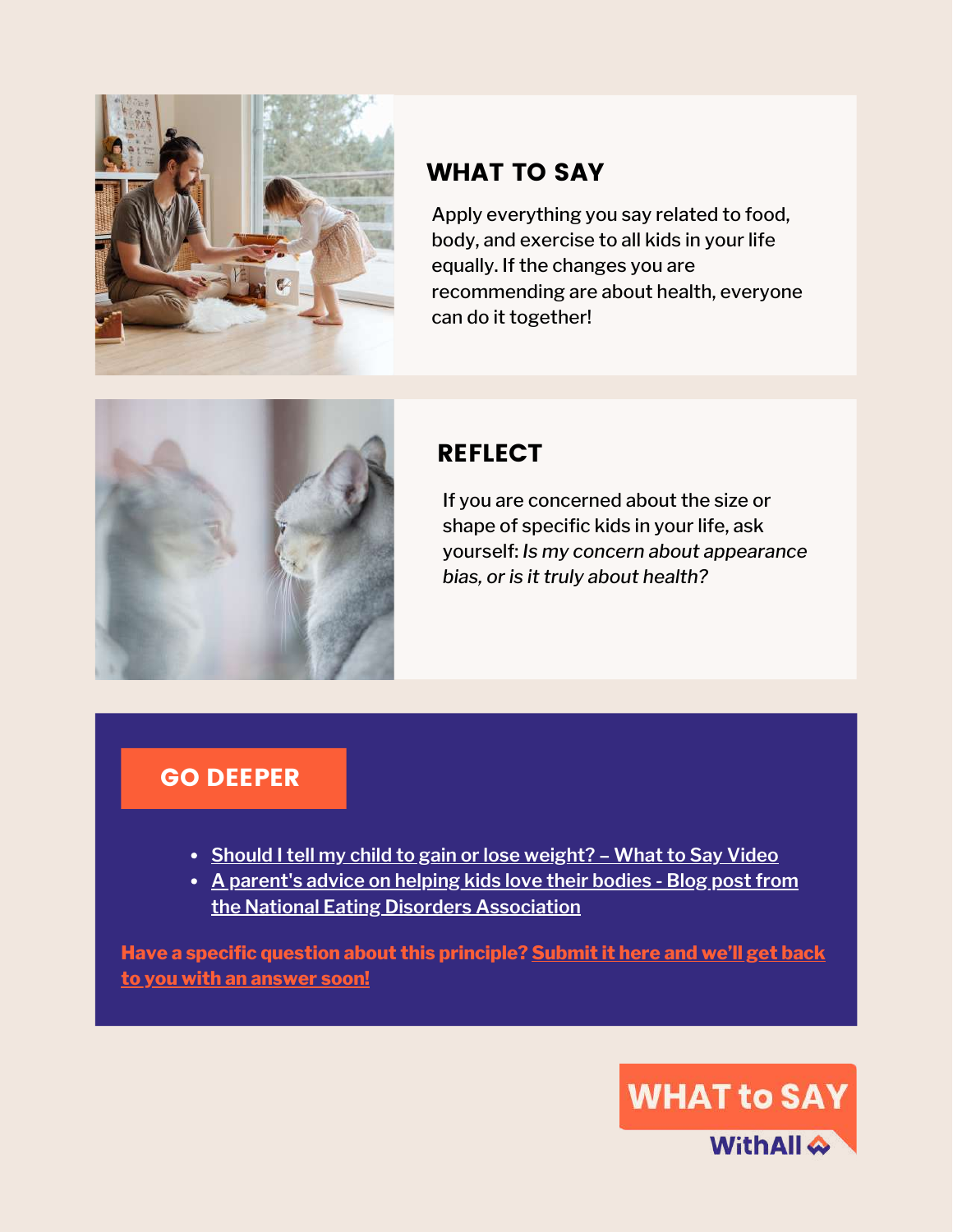## WHAT TO SAY

Apply everything you say related to food, body, and exercise to all kids in your life equally. If the changes you are recommending are about health, everyone can do it together!

## REFLECT

If you are concerned about the size or shape of specific kids in your life, ask yourself: *Is my concern about appearance bias, or is it truly about health?*

## GO DEEPER

- Should I tell my child to gain or lose weight? – What to Say Video
- A parent's advice on helping kids love their bodies - Blog post from the National Eating Disorders Association

**Have a specific question about this principle? Submit it here and we'll get back to you with an answer soon!**

**WHAT to SAY**

**WithAll**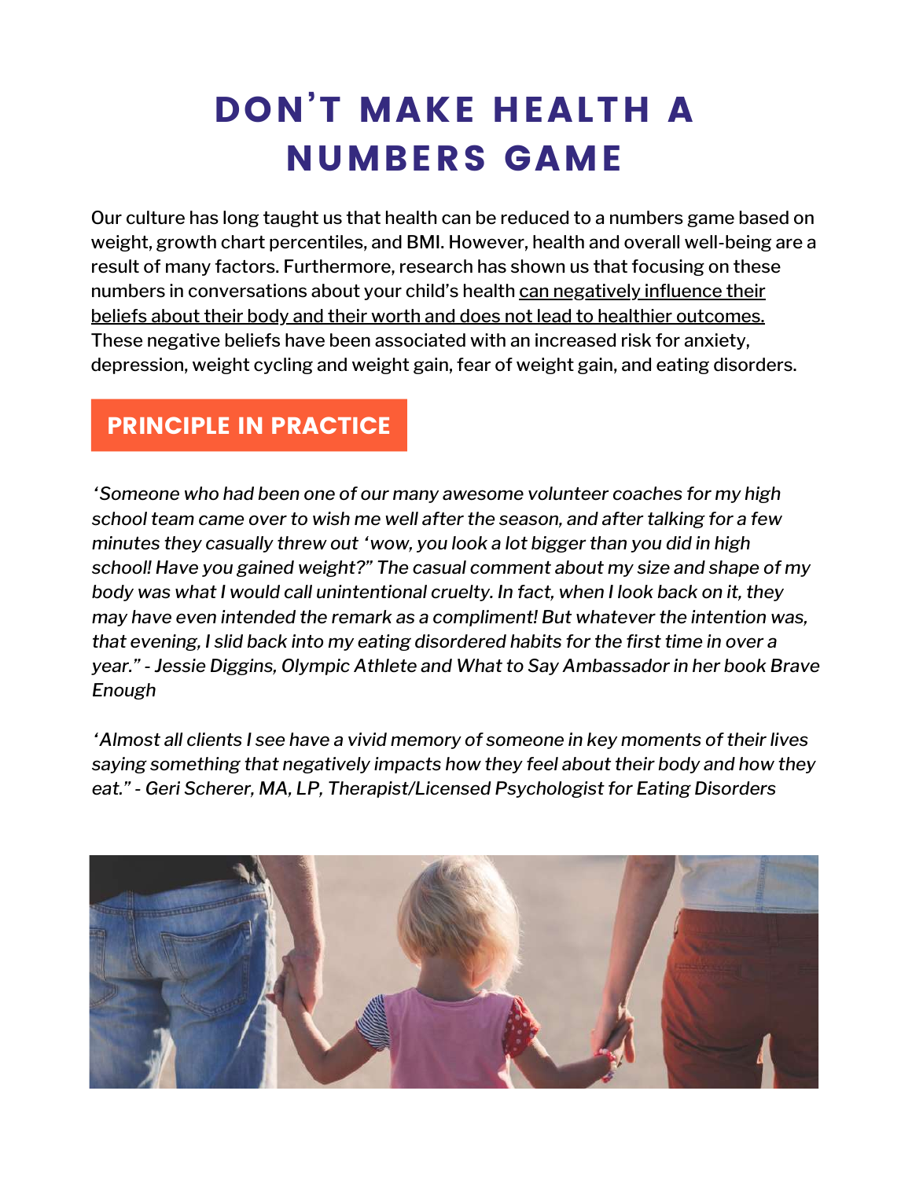# DON'T MAKE HEALTH A NUMBERS GAME

Our culture has long taught us that health can be reduced to a numbers game based on weight, growth chart percentiles, and BMI. However, health and overall well-being are a result of many factors. Furthermore, research has shown us that focusing on these numbers in conversations about your child's health can negatively influence their beliefs about their body and their worth and does not lead to healthier outcomes. These negative beliefs have been associated with an increased risk for anxiety, depression, weight cycling and weight gain, fear of weight gain, and eating disorders.

## PRINCIPLE IN PRACTICE

*'Someone who had been one of our many awesome volunteer coaches for my high school team came over to wish me well after the season, and after talking for a few minutes they casually threw out 'wow, you look a lot bigger than you did in high school! Have you gained weight?" The casual comment about my size and shape of my body was what I would call unintentional cruelty. In fact, when I look back on it, they may have even intended the remark as a compliment! But whatever the intention was, that evening, I slid back into my eating disordered habits for the first time in over a year." - Jessie Diggins, Olympic Athlete and What to Say Ambassador in her book Brave Enough*

*'Almost all clients I see have a vivid memory of someone in key moments of their lives saying something that negatively impacts how they feel about their body and how they eat." - Geri Scherer, MA, LP, Therapist/Licensed Psychologist for Eating Disorders*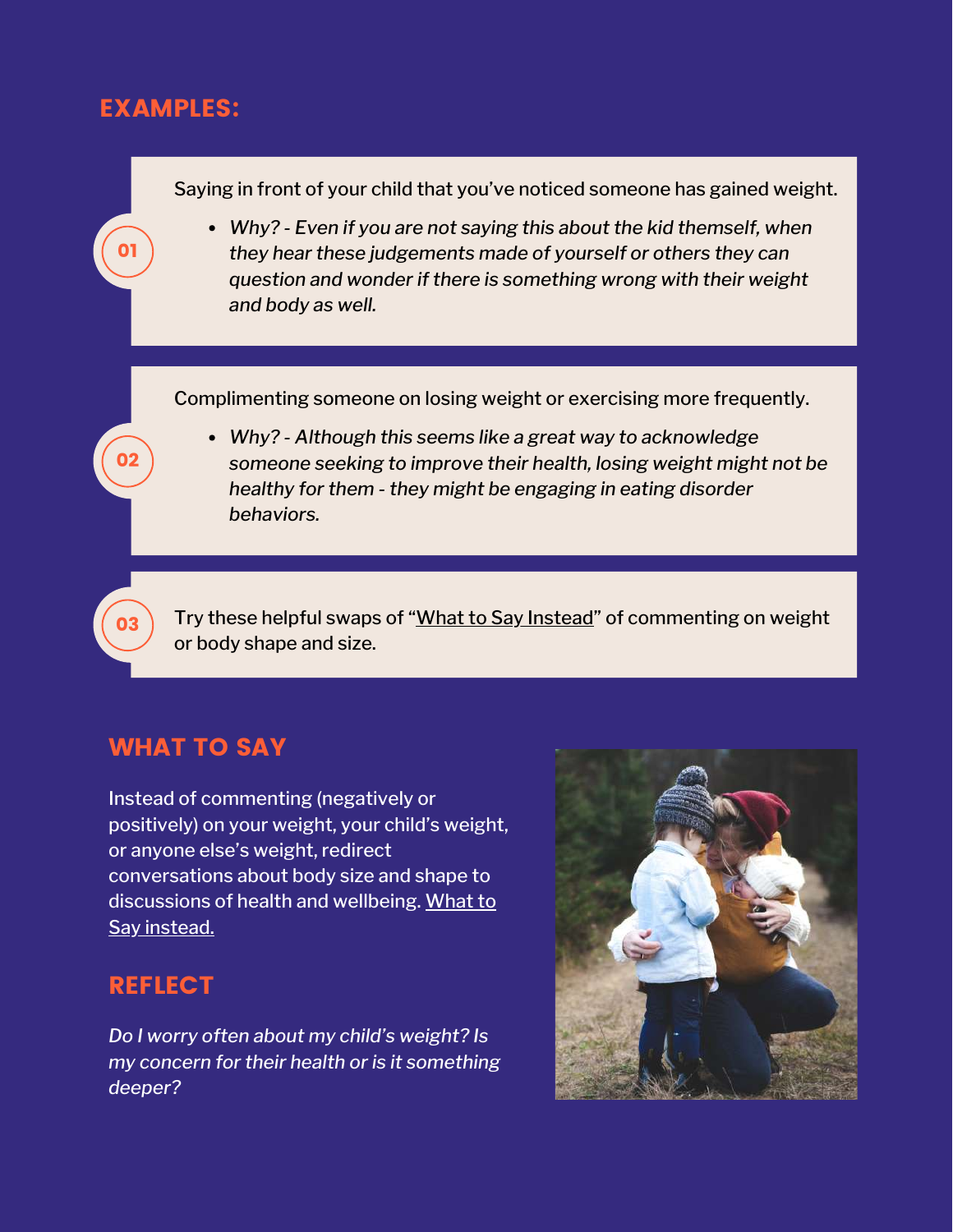## EXAMPLES:

**01**

Saying in front of your child that you've noticed someone has gained weight.

- *Why? - Even if you are not saying this about the kid themself, when they hear these judgements made of yourself or others they can question and wonder if there is something wrong with their weight and body as well.*

**02**

Complimenting someone on losing weight or exercising more frequently.

- *Why? - Although this seems like a great way to acknowledge someone seeking to improve their health, losing weight might not be healthy for them - they might be engaging in eating disorder behaviors.*

**03**

Try these helpful swaps of "What to Say Instead" of commenting on weight or body shape and size.

## WHAT TO SAY

Instead of commenting (negatively or positively) on your weight, your child's weight, or anyone else's weight, redirect conversations about body size and shape to discussions of health and wellbeing. What to Say instead.

## REFLECT

*Do I worry often about my child's weight? Is my concern for their health or is it something deeper?*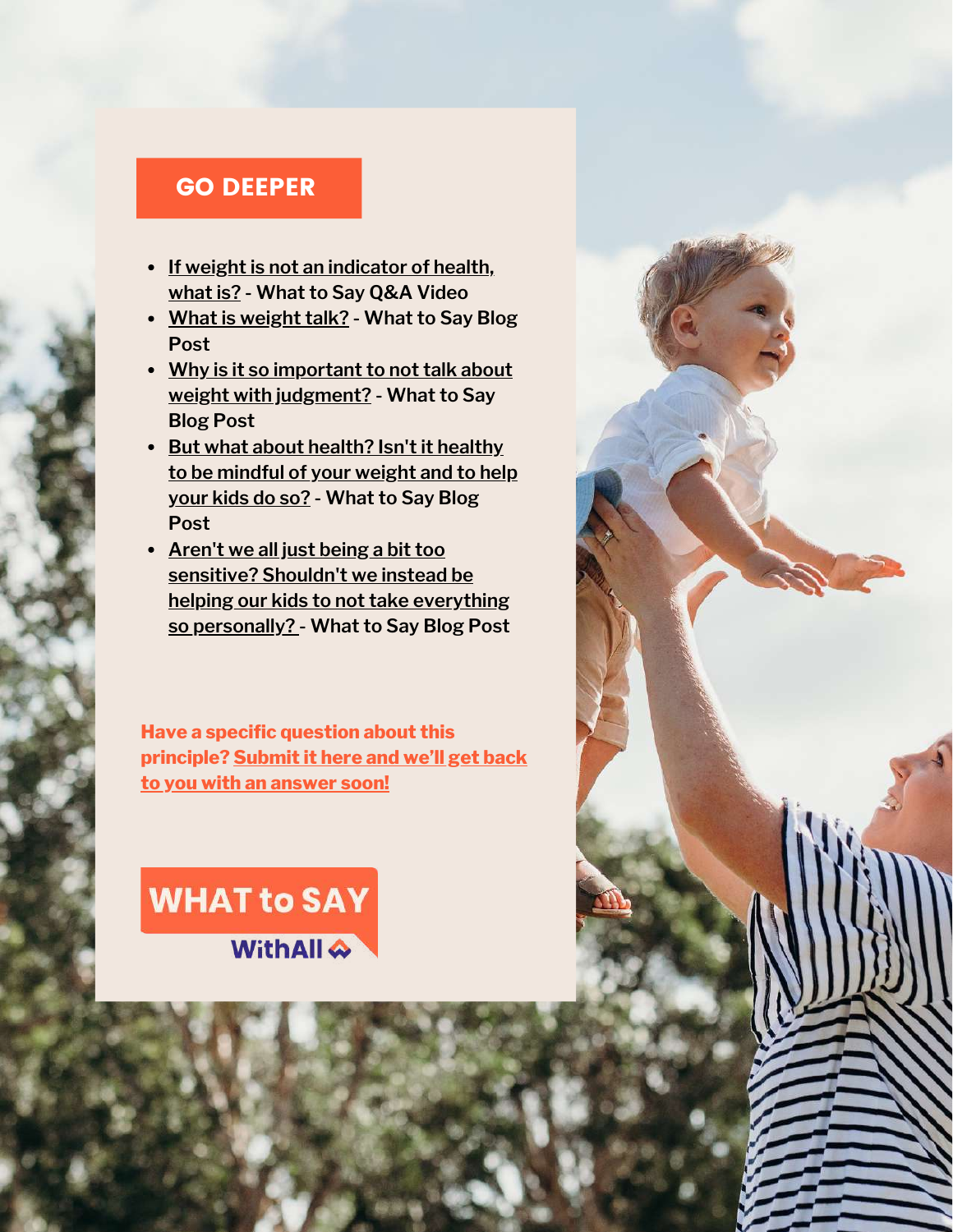## GO DEEPER

- If weight is not an indicator of health, what is? - What to Say Q&A Video
- What is weight talk? - What to Say Blog Post
- Why is it so important to not talk about weight with judgment? - What to Say Blog Post
- But what about health? Isn't it healthy to be mindful of your weight and to help your kids do so? - What to Say Blog Post
- Aren't we all just being a bit too sensitive? Shouldn't we instead be helping our kids to not take everything so personally? - What to Say Blog Post

**Have a specific question about this principle? Submit it here and we'll get back to you with an answer soon!**

WHAT to SAY

WithAll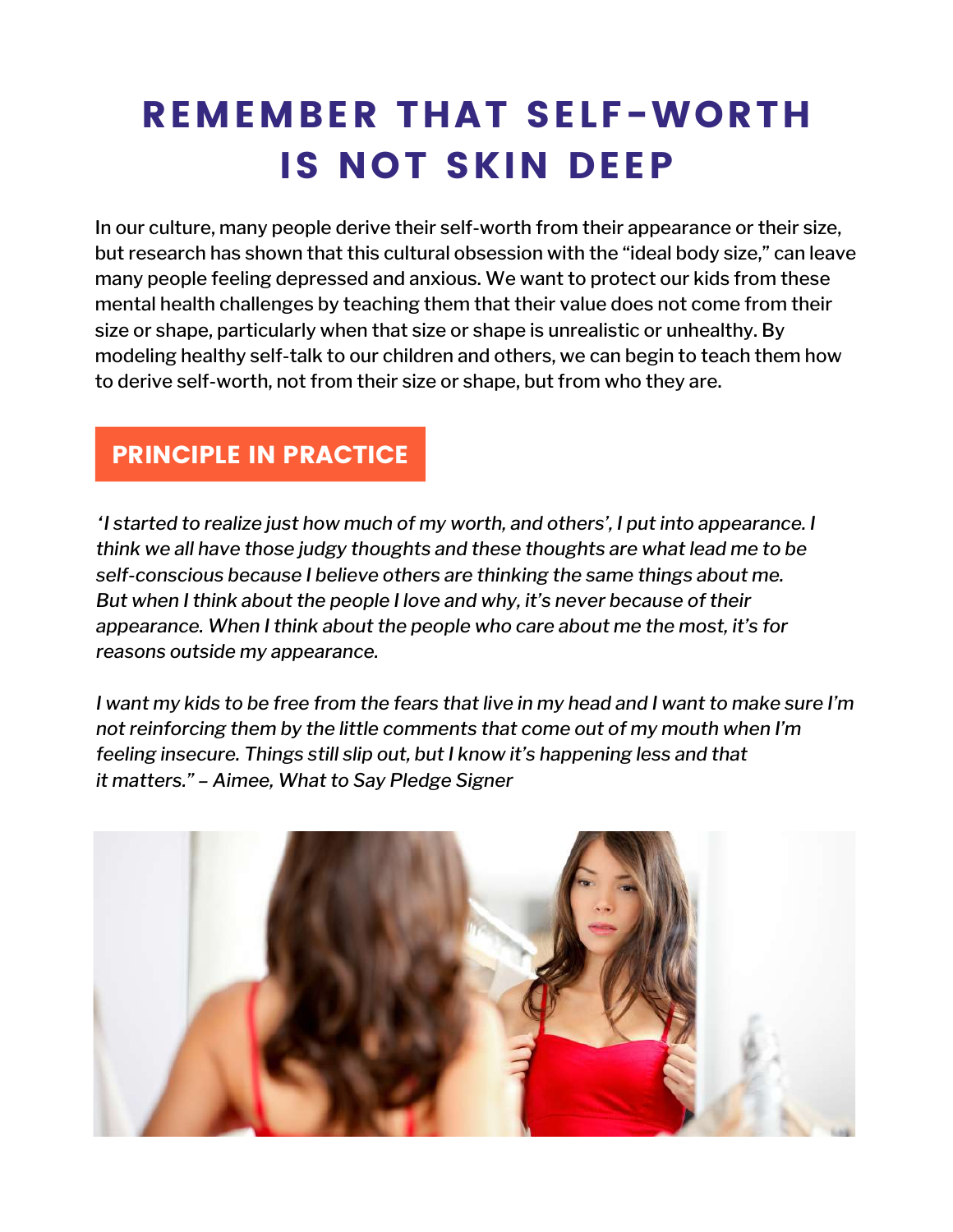# REMEMBER THAT SELF-WORTH IS NOT SKIN DEEP

In our culture, many people derive their self-worth from their appearance or their size, but research has shown that this cultural obsession with the "ideal body size," can leave many people feeling depressed and anxious. We want to protect our kids from these mental health challenges by teaching them that their value does not come from their size or shape, particularly when that size or shape is unrealistic or unhealthy. By modeling healthy self-talk to our children and others, we can begin to teach them how to derive self-worth, not from their size or shape, but from who they are.

## PRINCIPLE IN PRACTICE

*'I started to realize just how much of my worth, and others', I put into appearance. I think we all have those judgy thoughts and these thoughts are what lead me to be self-conscious because I believe others are thinking the same things about me. But when I think about the people I love and why, it's never because of their appearance. When I think about the people who care about me the most, it's for reasons outside my appearance.*

*I want my kids to be free from the fears that live in my head and I want to make sure I'm not reinforcing them by the little comments that come out of my mouth when I'm feeling insecure. Things still slip out, but I know it's happening less and that it matters." – Aimee, What to Say Pledge Signer*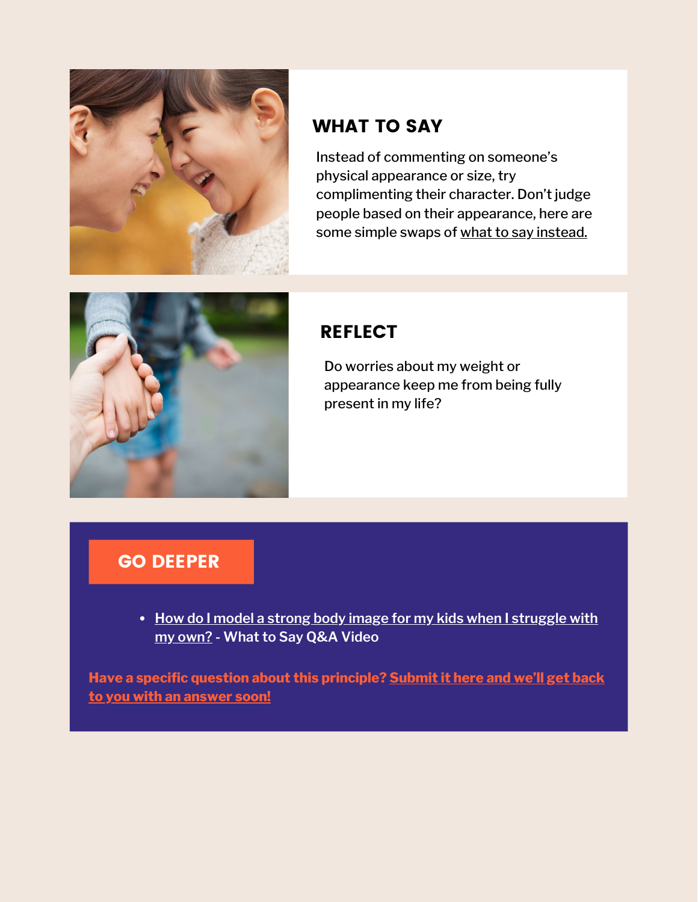## WHAT TO SAY

Instead of commenting on someone's physical appearance or size, try complimenting their character. Don't judge people based on their appearance, here are some simple swaps of what to say instead.

## REFLECT

Do worries about my weight or appearance keep me from being fully present in my life?

## GO DEEPER

- How do I model a strong body image for my kids when I struggle with my own? - What to Say Q&A Video

**Have a specific question about this principle? Submit it here and we'll get back to you with an answer soon!**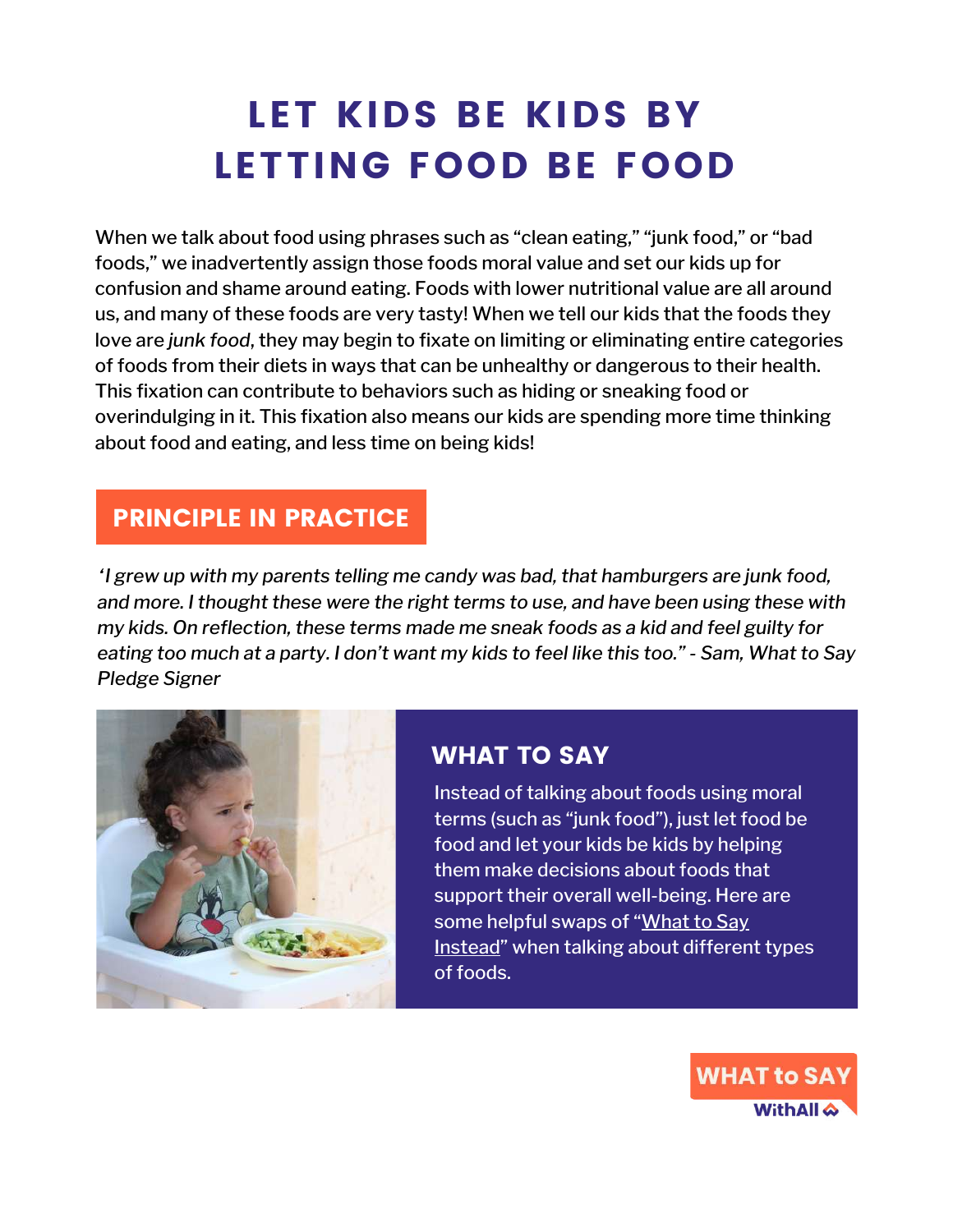# LET KIDS BE KIDS BY LETTING FOOD BE FOOD

When we talk about food using phrases such as "clean eating," "junk food," or "bad foods," we inadvertently assign those foods moral value and set our kids up for confusion and shame around eating. Foods with lower nutritional value are all around us, and many of these foods are very tasty! When we tell our kids that the foods they love are *junk food*, they may begin to fixate on limiting or eliminating entire categories of foods from their diets in ways that can be unhealthy or dangerous to their health. This fixation can contribute to behaviors such as hiding or sneaking food or overindulging in it. This fixation also means our kids are spending more time thinking about food and eating, and less time on being kids!

## PRINCIPLE IN PRACTICE

*'I grew up with my parents telling me candy was bad, that hamburgers are junk food, and more. I thought these were the right terms to use, and have been using these with my kids. On reflection, these terms made me sneak foods as a kid and feel guilty for eating too much at a party. I don't want my kids to feel like this too." - Sam, What to Say Pledge Signer*

## WHAT TO SAY

Instead of talking about foods using moral terms (such as "junk food"), just let food be food and let your kids be kids by helping them make decisions about foods that support their overall well-being. Here are some helpful swaps of "What to Say Instead" when talking about different types of foods.

WHAT to SAY
WithAll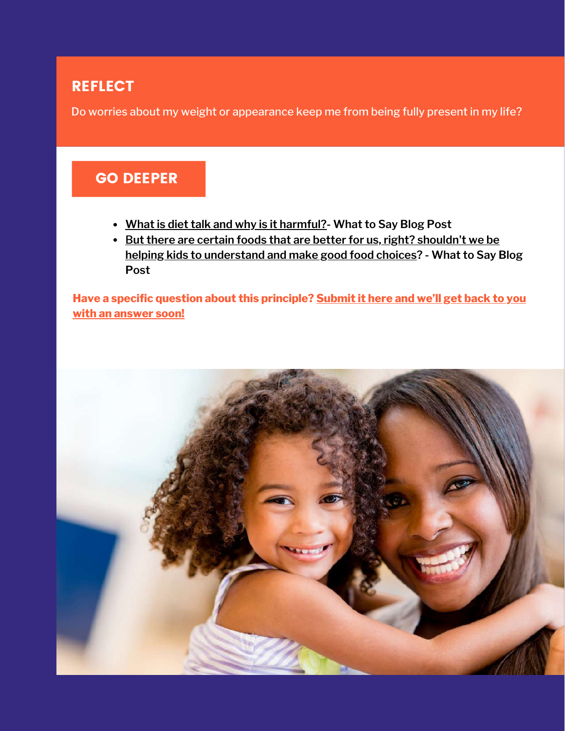## REFLECT

Do worries about my weight or appearance keep me from being fully present in my life?

## GO DEEPER

- What is diet talk and why is it harmful?- **What to Say Blog Post**
- But there are certain foods that are better for us, right? shouldn't we be helping kids to understand and make good food choices? - **What to Say Blog Post**

**Have a specific question about this principle? Submit it here and we'll get back to you with an answer soon!**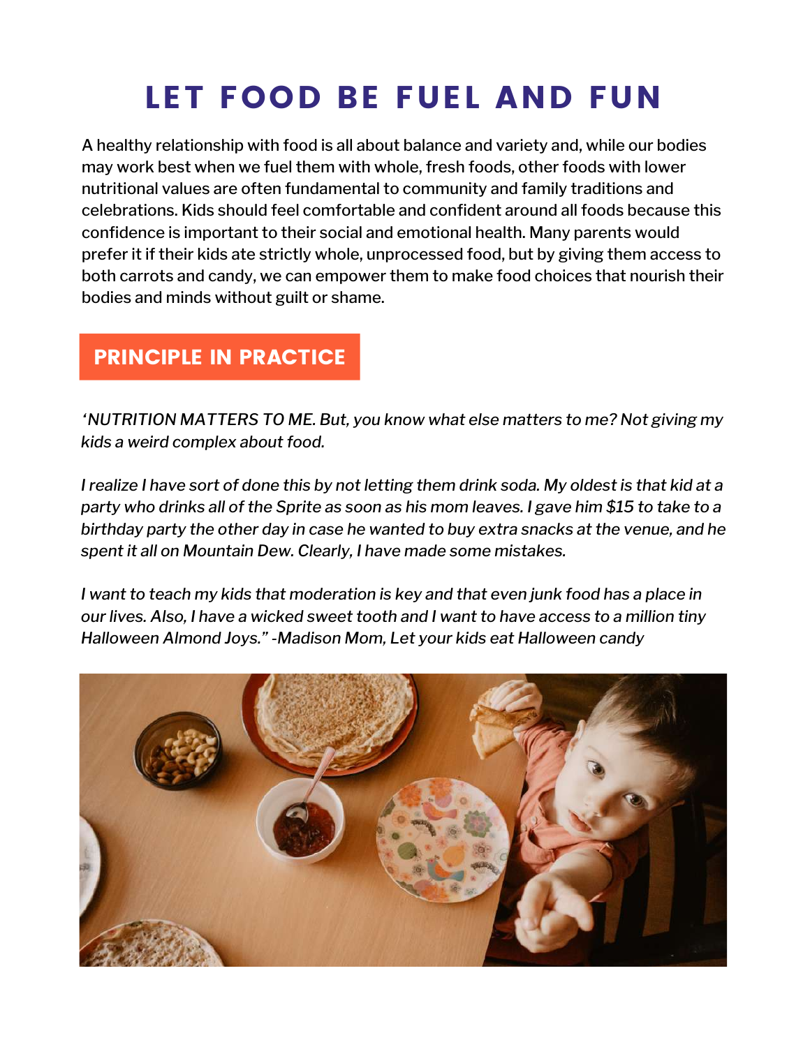# LET FOOD BE FUEL AND FUN

A healthy relationship with food is all about balance and variety and, while our bodies may work best when we fuel them with whole, fresh foods, other foods with lower nutritional values are often fundamental to community and family traditions and celebrations. Kids should feel comfortable and confident around all foods because this confidence is important to their social and emotional health. Many parents would prefer it if their kids ate strictly whole, unprocessed food, but by giving them access to both carrots and candy, we can empower them to make food choices that nourish their bodies and minds without guilt or shame.

## PRINCIPLE IN PRACTICE

*'NUTRITION MATTERS TO ME. But, you know what else matters to me? Not giving my kids a weird complex about food.*

*I realize I have sort of done this by not letting them drink soda. My oldest is that kid at a party who drinks all of the Sprite as soon as his mom leaves. I gave him $15 to take to a birthday party the other day in case he wanted to buy extra snacks at the venue, and he spent it all on Mountain Dew. Clearly, I have made some mistakes.*

*I want to teach my kids that moderation is key and that even junk food has a place in our lives. Also, I have a wicked sweet tooth and I want to have access to a million tiny Halloween Almond Joys." -Madison Mom, Let your kids eat Halloween candy*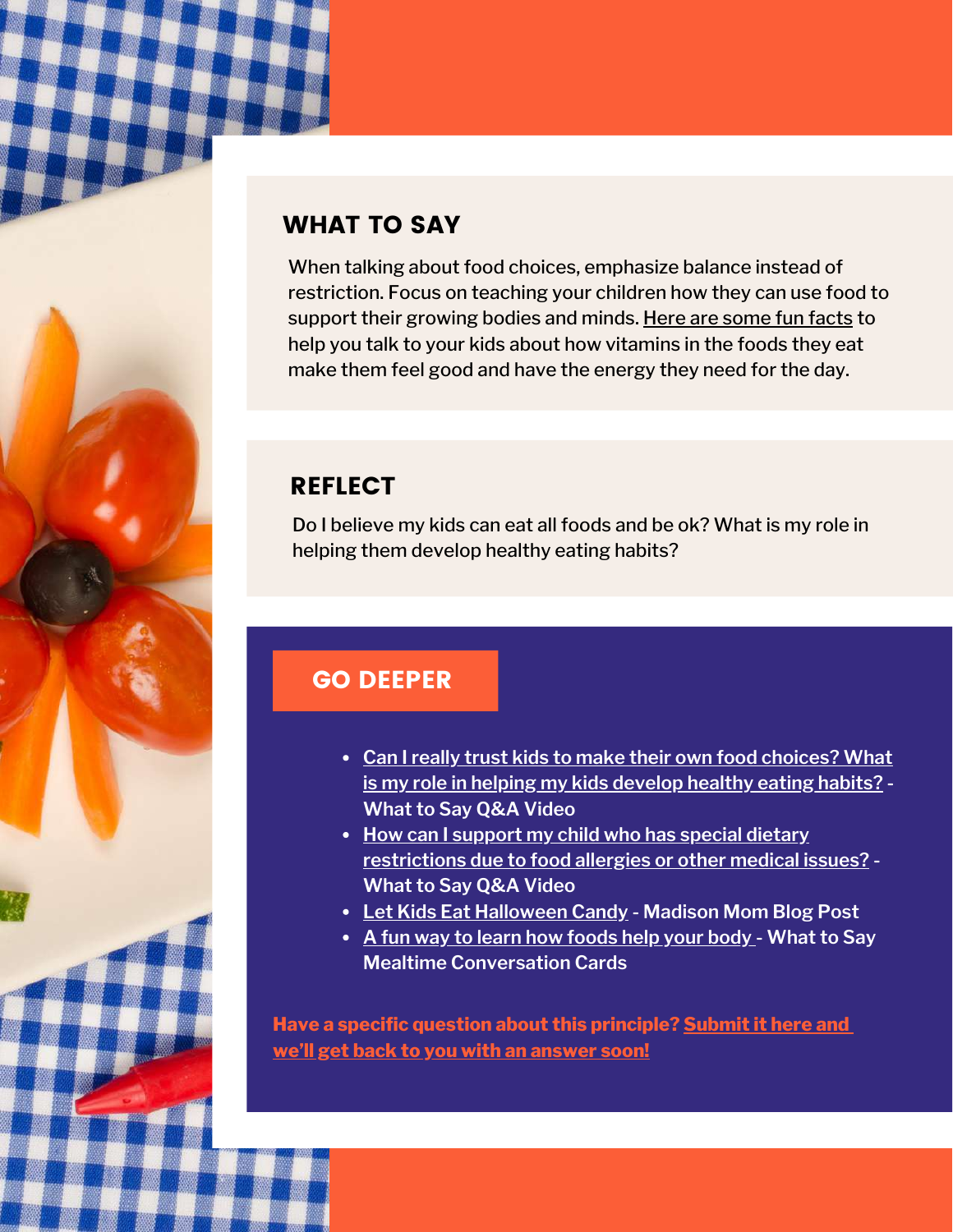## WHAT TO SAY

When talking about food choices, emphasize balance instead of restriction. Focus on teaching your children how they can use food to support their growing bodies and minds. Here are some fun facts to help you talk to your kids about how vitamins in the foods they eat make them feel good and have the energy they need for the day.

## REFLECT

Do I believe my kids can eat all foods and be ok? What is my role in helping them develop healthy eating habits?

## GO DEEPER

- Can I really trust kids to make their own food choices? What is my role in helping my kids develop healthy eating habits? - What to Say Q&A Video
- How can I support my child who has special dietary restrictions due to food allergies or other medical issues? - What to Say Q&A Video
- Let Kids Eat Halloween Candy - Madison Mom Blog Post
- A fun way to learn how foods help your body - What to Say Mealtime Conversation Cards

**Have a specific question about this principle? Submit it here and we'll get back to you with an answer soon!**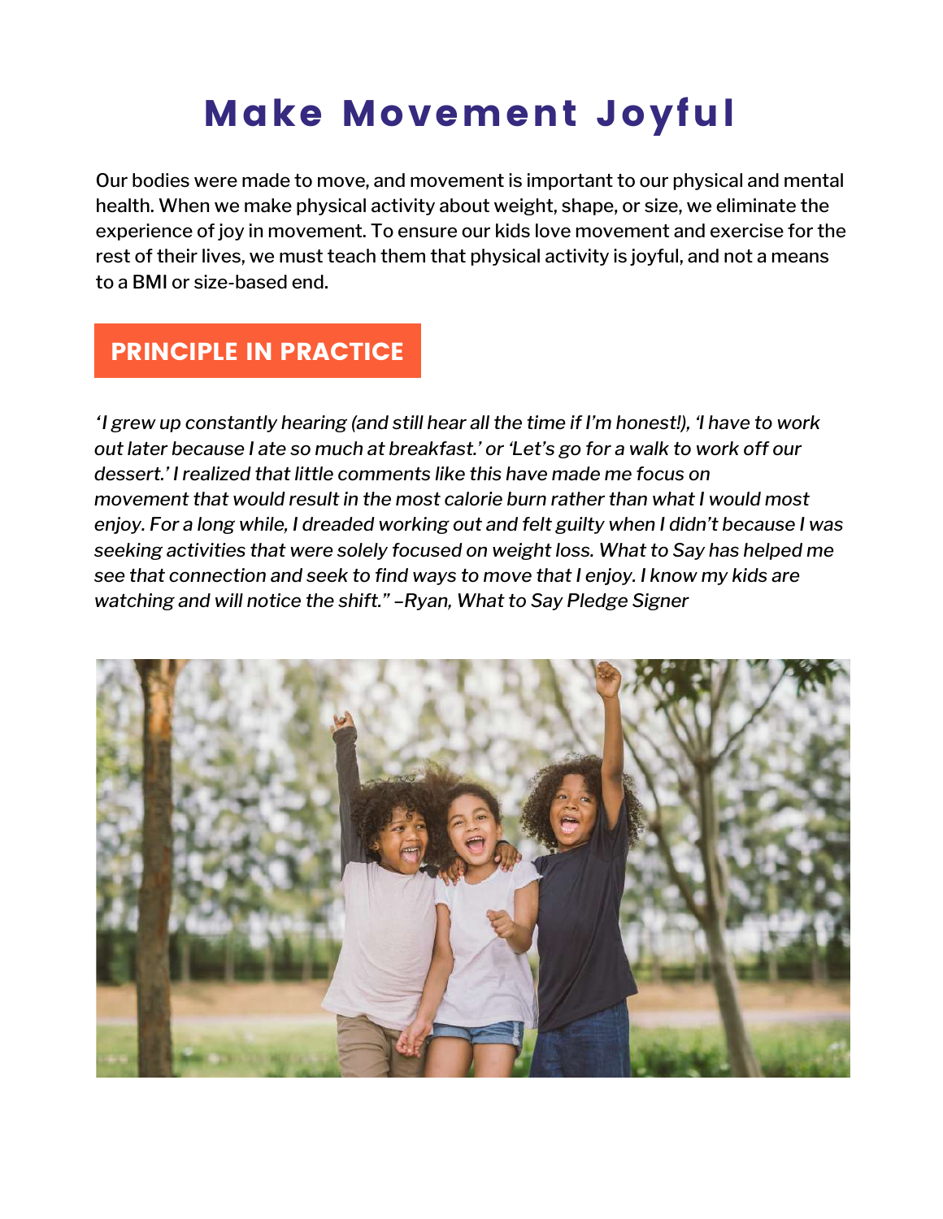# Make Movement Joyful

Our bodies were made to move, and movement is important to our physical and mental health. When we make physical activity about weight, shape, or size, we eliminate the experience of joy in movement. To ensure our kids love movement and exercise for the rest of their lives, we must teach them that physical activity is joyful, and not a means to a BMI or size-based end.

## PRINCIPLE IN PRACTICE

*'I grew up constantly hearing (and still hear all the time if I'm honest!), 'I have to work out later because I ate so much at breakfast.' or 'Let's go for a walk to work off our dessert.' I realized that little comments like this have made me focus on movement that would result in the most calorie burn rather than what I would most enjoy. For a long while, I dreaded working out and felt guilty when I didn't because I was seeking activities that were solely focused on weight loss. What to Say has helped me see that connection and seek to find ways to move that I enjoy. I know my kids are watching and will notice the shift." –Ryan, What to Say Pledge Signer*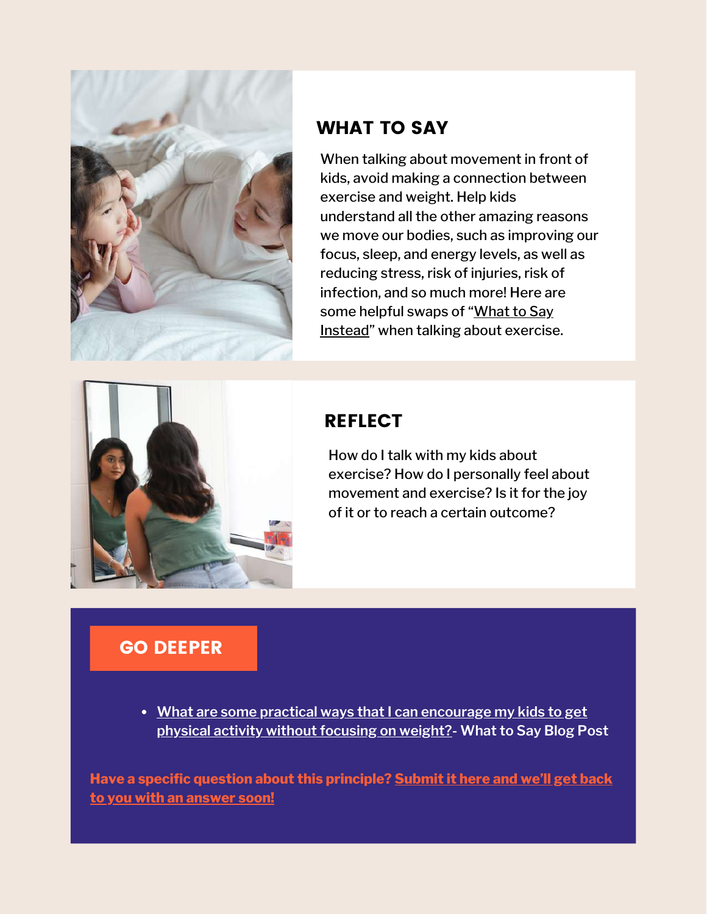## WHAT TO SAY

When talking about movement in front of kids, avoid making a connection between exercise and weight. Help kids understand all the other amazing reasons we move our bodies, such as improving our focus, sleep, and energy levels, as well as reducing stress, risk of injuries, risk of infection, and so much more! Here are some helpful swaps of "What to Say Instead" when talking about exercise.

## REFLECT

How do I talk with my kids about exercise? How do I personally feel about movement and exercise? Is it for the joy of it or to reach a certain outcome?

## GO DEEPER

- What are some practical ways that I can encourage my kids to get physical activity without focusing on weight?- What to Say Blog Post

**Have a specific question about this principle? Submit it here and we'll get back to you with an answer soon!**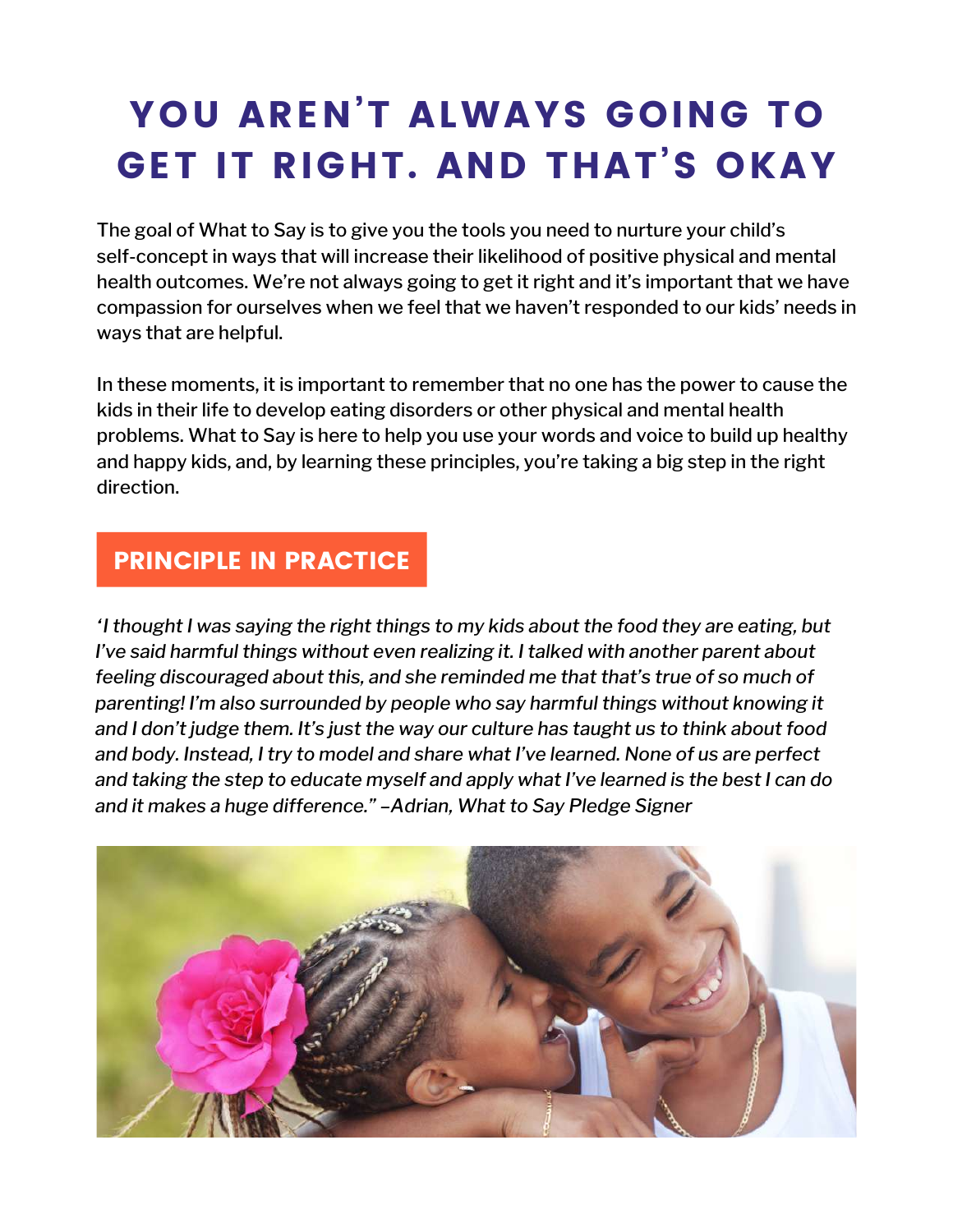# YOU AREN'T ALWAYS GOING TO GET IT RIGHT. AND THAT'S OKAY

The goal of What to Say is to give you the tools you need to nurture your child's self-concept in ways that will increase their likelihood of positive physical and mental health outcomes. We're not always going to get it right and it's important that we have compassion for ourselves when we feel that we haven't responded to our kids' needs in ways that are helpful.

In these moments, it is important to remember that no one has the power to cause the kids in their life to develop eating disorders or other physical and mental health problems. What to Say is here to help you use your words and voice to build up healthy and happy kids, and, by learning these principles, you're taking a big step in the right direction.

## PRINCIPLE IN PRACTICE

*'I thought I was saying the right things to my kids about the food they are eating, but I've said harmful things without even realizing it. I talked with another parent about feeling discouraged about this, and she reminded me that that's true of so much of parenting! I'm also surrounded by people who say harmful things without knowing it and I don't judge them. It's just the way our culture has taught us to think about food and body. Instead, I try to model and share what I've learned. None of us are perfect and taking the step to educate myself and apply what I've learned is the best I can do and it makes a huge difference." –Adrian, What to Say Pledge Signer*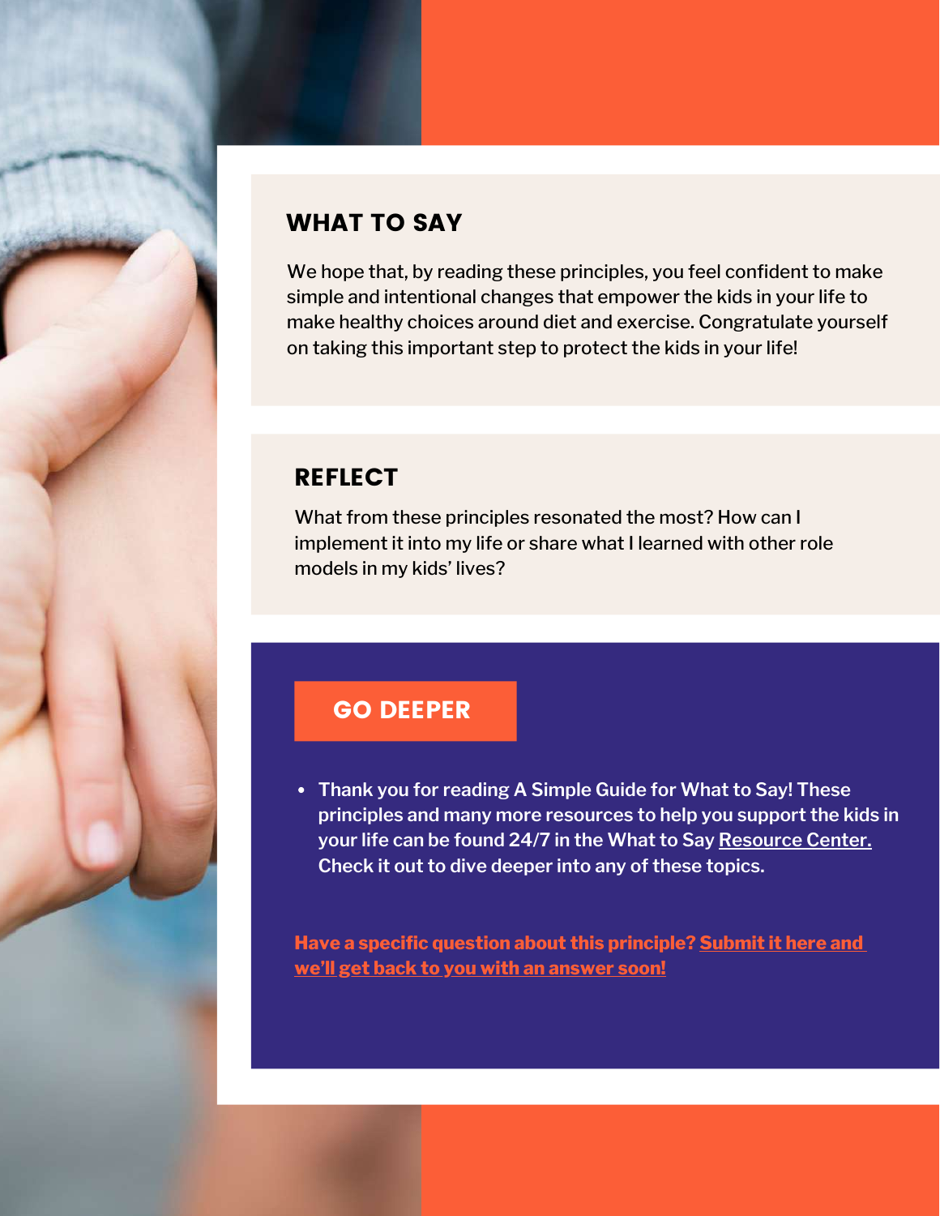## WHAT TO SAY

We hope that, by reading these principles, you feel confident to make simple and intentional changes that empower the kids in your life to make healthy choices around diet and exercise. Congratulate yourself on taking this important step to protect the kids in your life!

## REFLECT

What from these principles resonated the most? How can I implement it into my life or share what I learned with other role models in my kids' lives?

## GO DEEPER

- **Thank you for reading A Simple Guide for What to Say! These principles and many more resources to help you support the kids in your life can be found 24/7 in the What to Say Resource Center. Check it out to dive deeper into any of these topics.**

**Have a specific question about this principle? Submit it here and we'll get back to you with an answer soon!**